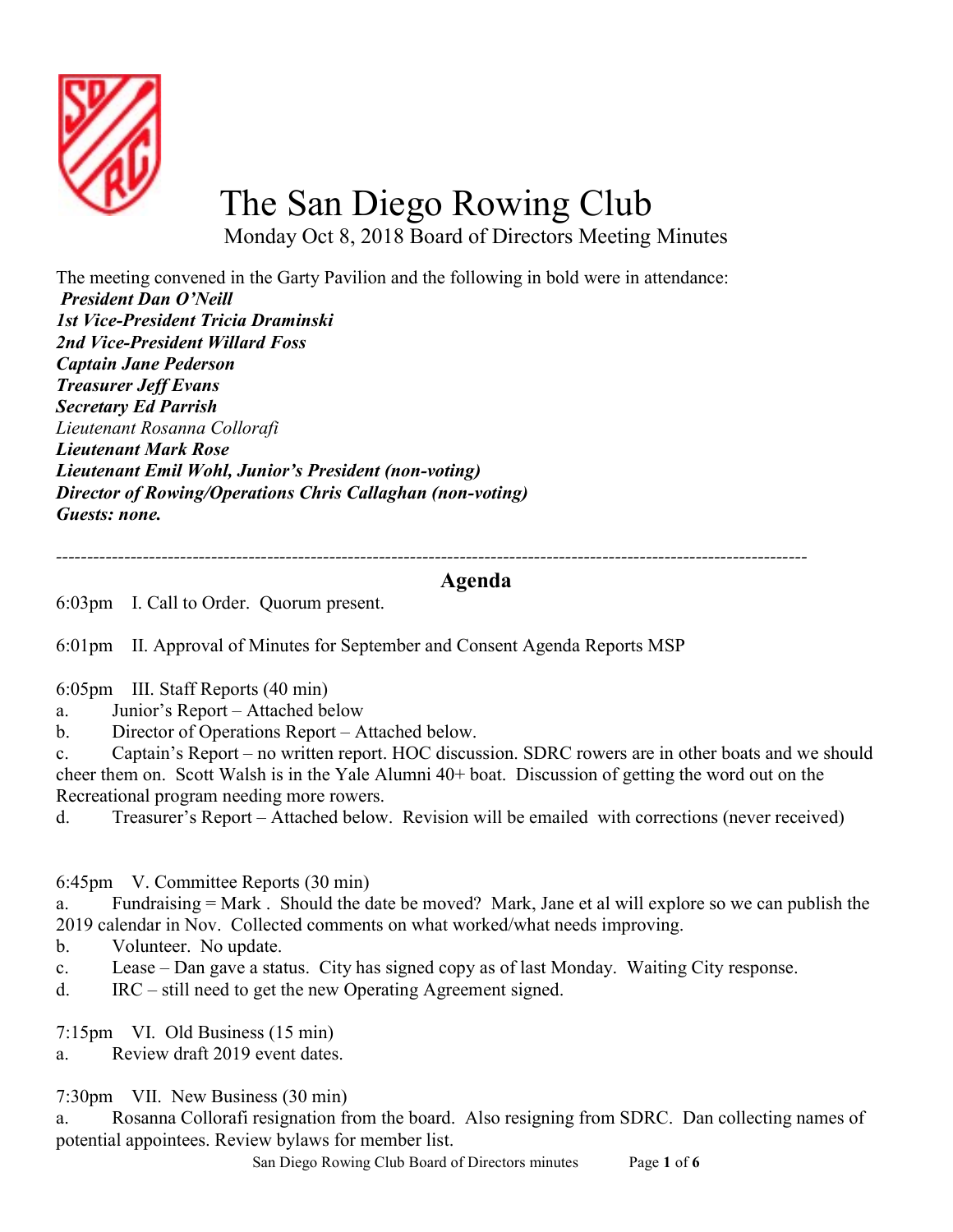# The San Diego Rowing Club

Monday Oct 8, 2018 Board of Directors Meeting Minutes

The meeting convened in the Garty Pavilion and the following in bold were in attendance:

***President Dan O'Neill***
***1st Vice-President Tricia Draminski***
***2nd Vice-President Willard Foss***
***Captain Jane Pederson***
***Treasurer Jeff Evans***
***Secretary Ed Parrish***
*Lieutenant Rosanna Collorafi*
***Lieutenant Mark Rose***
***Lieutenant Emil Wohl, Junior's President (non-voting)***
***Director of Rowing/Operations Chris Callaghan (non-voting)***
***Guests: none.***

---

## Agenda

6:03pm I. Call to Order. Quorum present.

6:01pm II. Approval of Minutes for September and Consent Agenda Reports MSP

6:05pm III. Staff Reports (40 min)

a. Junior's Report – Attached below
b. Director of Operations Report – Attached below.
c. Captain's Report – no written report. HOC discussion. SDRC rowers are in other boats and we should cheer them on. Scott Walsh is in the Yale Alumni 40+ boat. Discussion of getting the word out on the Recreational program needing more rowers.
d. Treasurer's Report – Attached below. Revision will be emailed with corrections (never received)

6:45pm V. Committee Reports (30 min)

a. Fundraising = Mark . Should the date be moved? Mark, Jane et al will explore so we can publish the 2019 calendar in Nov. Collected comments on what worked/what needs improving.
b. Volunteer. No update.
c. Lease – Dan gave a status. City has signed copy as of last Monday. Waiting City response.
d. IRC – still need to get the new Operating Agreement signed.

7:15pm VI. Old Business (15 min)

a. Review draft 2019 event dates.

7:30pm VII. New Business (30 min)

a. Rosanna Collorafi resignation from the board. Also resigning from SDRC. Dan collecting names of potential appointees. Review bylaws for member list.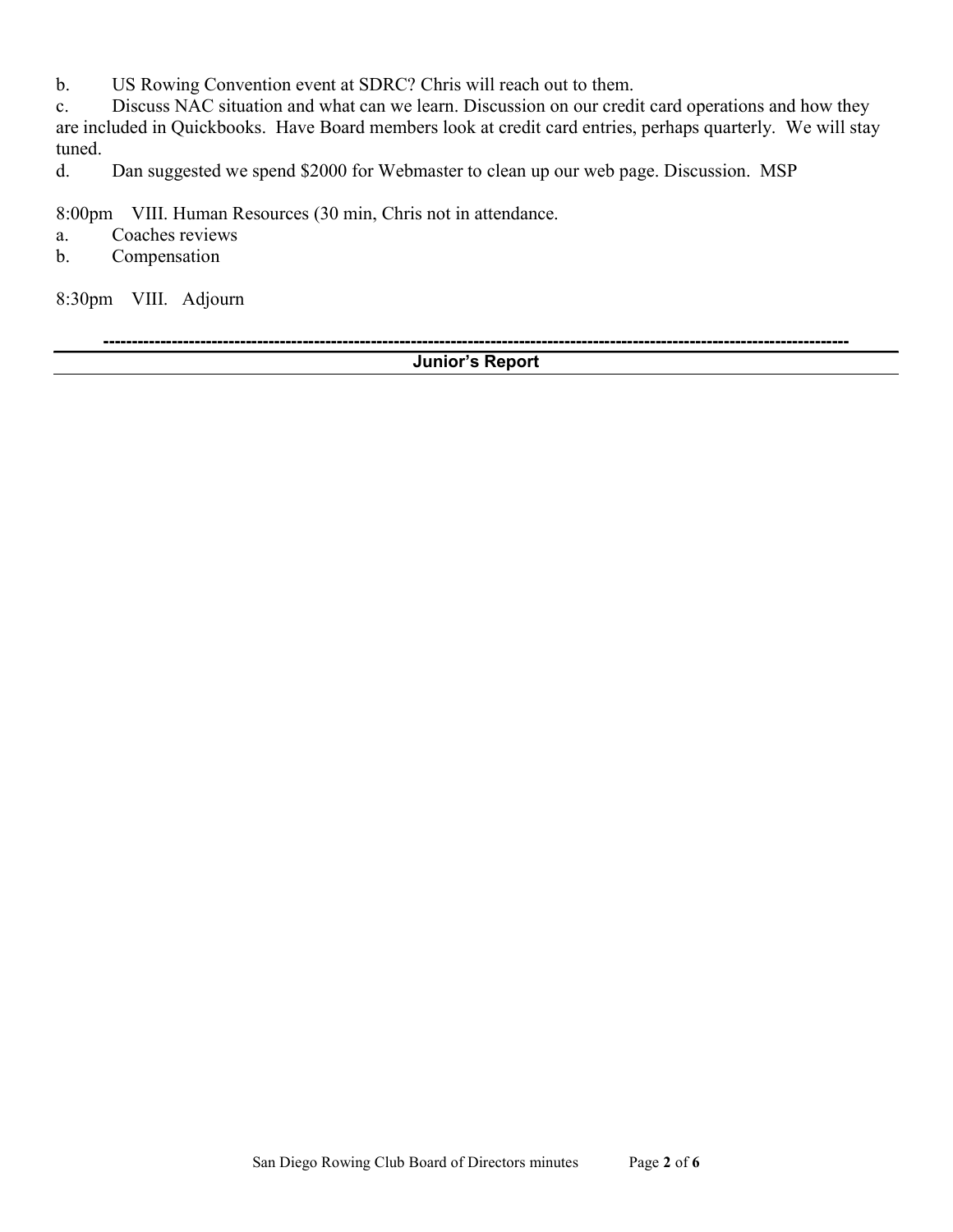b. US Rowing Convention event at SDRC? Chris will reach out to them.

c. Discuss NAC situation and what can we learn. Discussion on our credit card operations and how they are included in Quickbooks. Have Board members look at credit card entries, perhaps quarterly. We will stay tuned.

d. Dan suggested we spend $2000 for Webmaster to clean up our web page. Discussion. MSP

8:00pm VIII. Human Resources (30 min, Chris not in attendance.

a. Coaches reviews

b. Compensation

8:30pm VIII. Adjourn

---

**Junior's Report**